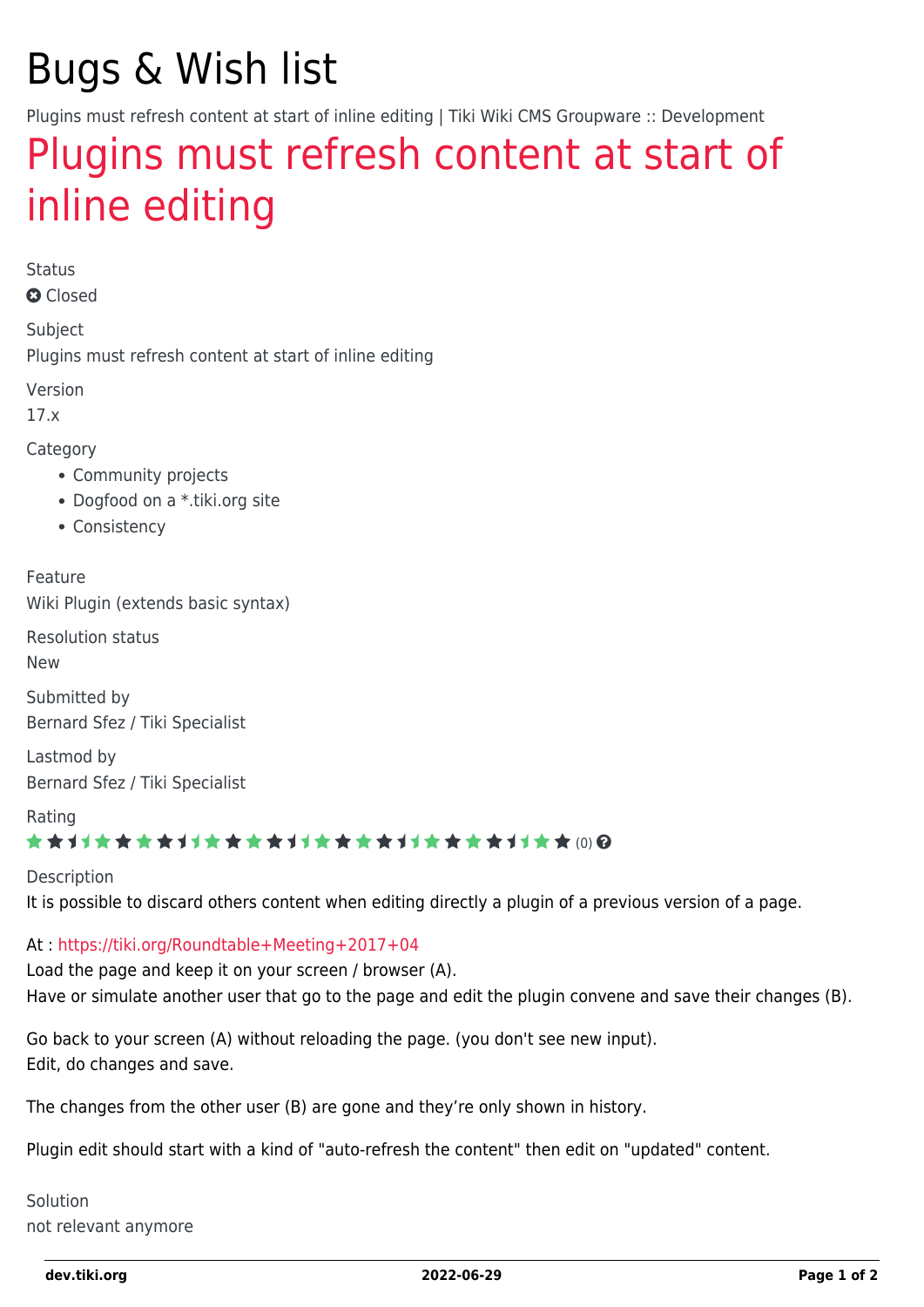# Bugs & Wish list

Plugins must refresh content at start of inline editing | Tiki Wiki CMS Groupware :: Development

## Plugins must refresh content at start of inline editing

Status

Closed

Subject

Plugins must refresh content at start of inline editing

Version

17.x

Category

- Community projects
- Dogfood on a *.tiki.org site
- Consistency

Feature

Wiki Plugin (extends basic syntax)

Resolution status

New

Submitted by

Bernard Sfez / Tiki Specialist

Lastmod by

Bernard Sfez / Tiki Specialist

Rating

(0)

Description

It is possible to discard others content when editing directly a plugin of a previous version of a page.

At : https://tiki.org/Roundtable+Meeting+2017+04

Load the page and keep it on your screen / browser (A).

Have or simulate another user that go to the page and edit the plugin convene and save their changes (B).

Go back to your screen (A) without reloading the page. (you don't see new input).

Edit, do changes and save.

The changes from the other user (B) are gone and they're only shown in history.

Plugin edit should start with a kind of "auto-refresh the content" then edit on "updated" content.

Solution

not relevant anymore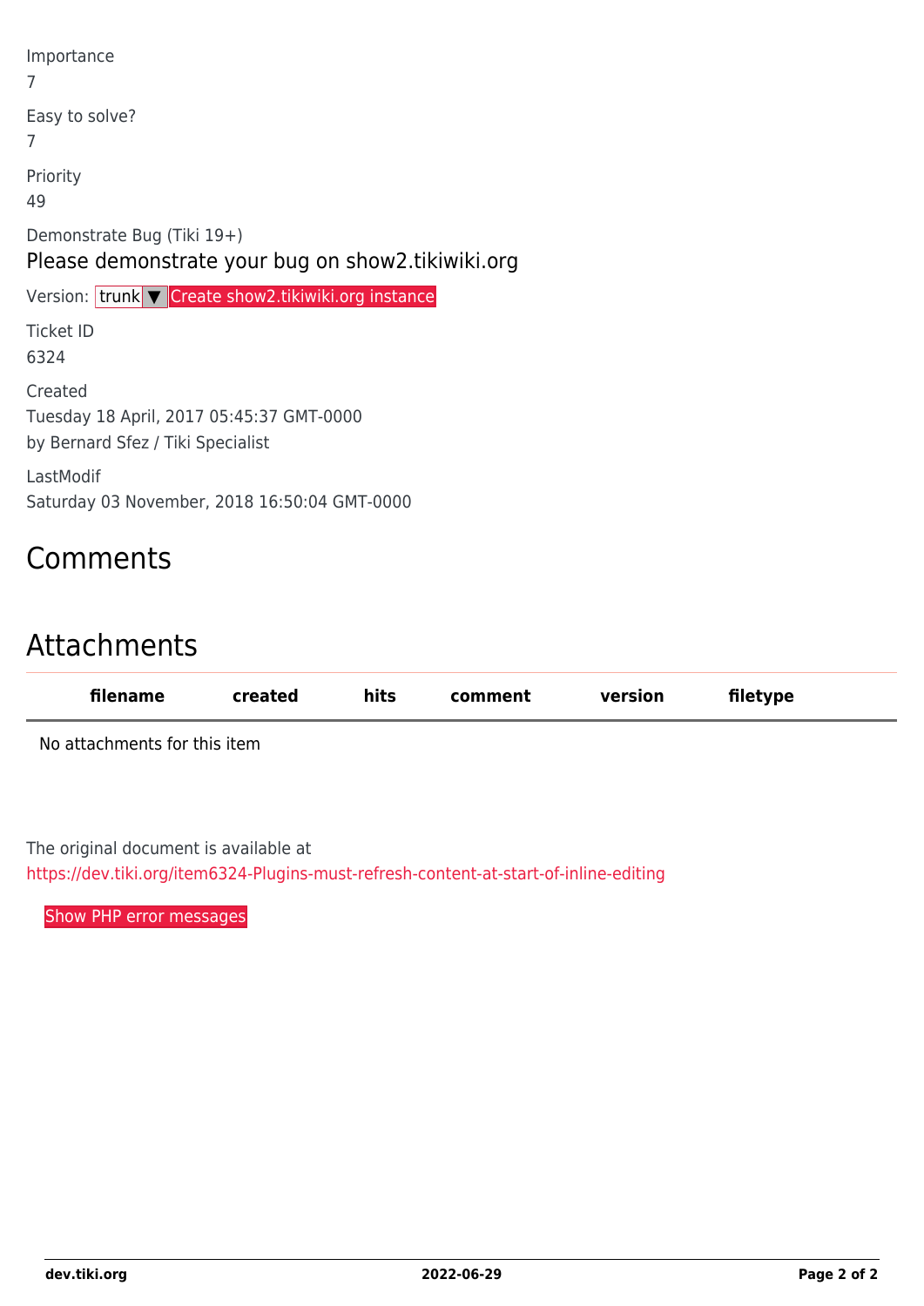Importance
7

Easy to solve?
7

Priority
49

Demonstrate Bug (Tiki 19+)

Please demonstrate your bug on show2.tikiwiki.org

Version: trunk ▼ Create show2.tikiwiki.org instance

Ticket ID
6324

Created
Tuesday 18 April, 2017 05:45:37 GMT-0000
by Bernard Sfez / Tiki Specialist

LastModif
Saturday 03 November, 2018 16:50:04 GMT-0000

## Comments

## Attachments

| filename | created | hits | comment | version | filetype |
|---|---|---|---|---|---|
| No attachments for this item | | | | | |

The original document is available at
https://dev.tiki.org/item6324-Plugins-must-refresh-content-at-start-of-inline-editing

Show PHP error messages